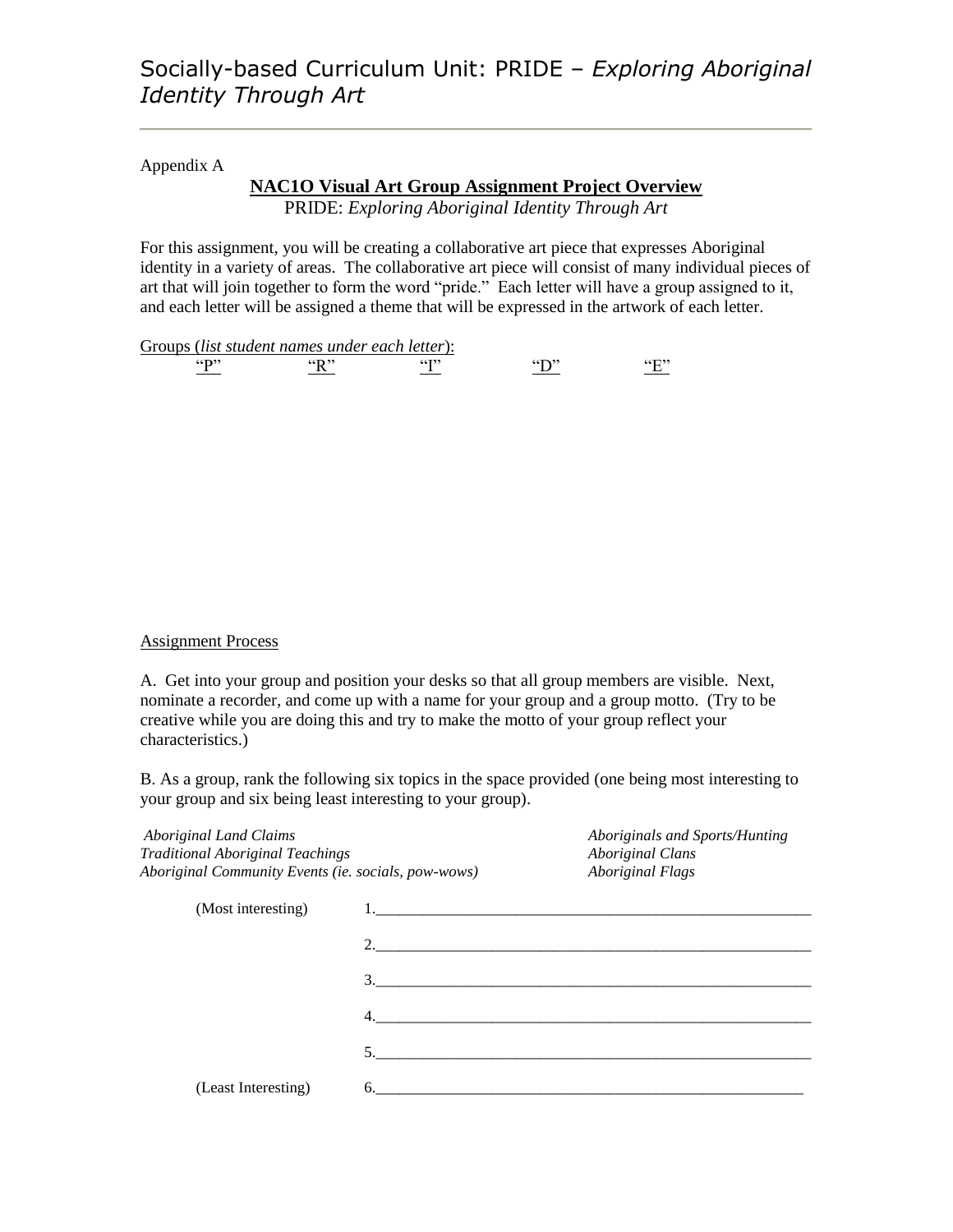# Socially-based Curriculum Unit: PRIDE – *Exploring Aboriginal Identity Through Art*

Appendix A

## NAC1O Visual Art Group Assignment Project Overview

PRIDE: *Exploring Aboriginal Identity Through Art*

For this assignment, you will be creating a collaborative art piece that expresses Aboriginal identity in a variety of areas. The collaborative art piece will consist of many individual pieces of art that will join together to form the word "pride." Each letter will have a group assigned to it, and each letter will be assigned a theme that will be expressed in the artwork of each letter.

Groups (*list student names under each letter*):

| "P" | "R" | "I" | "D" | "E" |
|---|---|---|---|---|
| | | | | |

Assignment Process

A. Get into your group and position your desks so that all group members are visible. Next, nominate a recorder, and come up with a name for your group and a group motto. (Try to be creative while you are doing this and try to make the motto of your group reflect your characteristics.)

B. As a group, rank the following six topics in the space provided (one being most interesting to your group and six being least interesting to your group).

*Aboriginal Land Claims*
*Traditional Aboriginal Teachings*
*Aboriginal Community Events (ie. socials, pow-wows)*
*Aboriginals and Sports/Hunting*
*Aboriginal Clans*
*Aboriginal Flags*

(Most interesting) 1.___________________________________________________________

2.___________________________________________________________

3.___________________________________________________________

4.___________________________________________________________

5.___________________________________________________________

(Least Interesting) 6.___________________________________________________________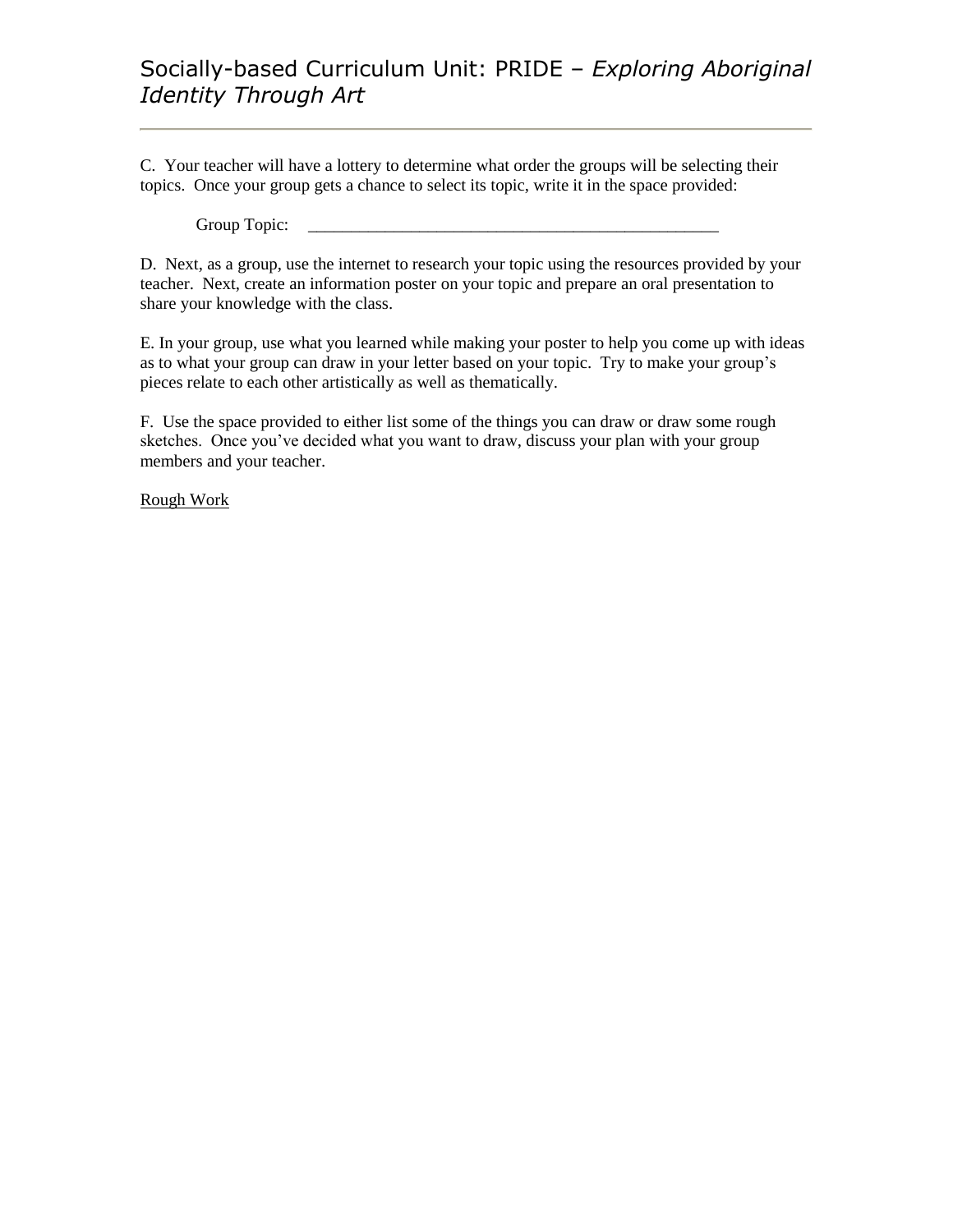C. Your teacher will have a lottery to determine what order the groups will be selecting their topics. Once your group gets a chance to select its topic, write it in the space provided:

Group Topic: ___________________________________________________

D. Next, as a group, use the internet to research your topic using the resources provided by your teacher. Next, create an information poster on your topic and prepare an oral presentation to share your knowledge with the class.

E. In your group, use what you learned while making your poster to help you come up with ideas as to what your group can draw in your letter based on your topic. Try to make your group's pieces relate to each other artistically as well as thematically.

F. Use the space provided to either list some of the things you can draw or draw some rough sketches. Once you've decided what you want to draw, discuss your plan with your group members and your teacher.

<u>Rough Work</u>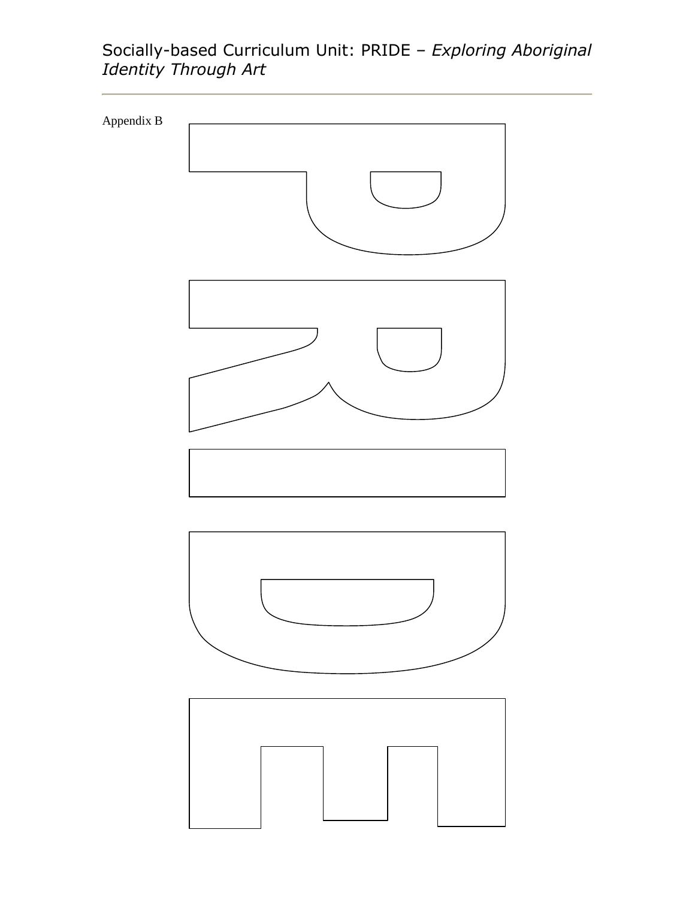Appendix B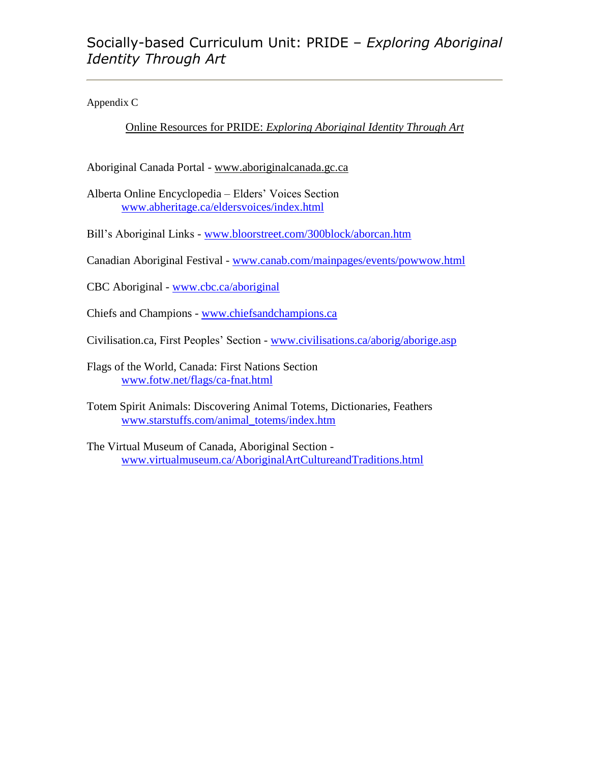Appendix C

Online Resources for PRIDE: *Exploring Aboriginal Identity Through Art*

Aboriginal Canada Portal - www.aboriginalcanada.gc.ca

Alberta Online Encyclopedia – Elders' Voices Section
www.abheritage.ca/eldersvoices/index.html

Bill's Aboriginal Links - www.bloorstreet.com/300block/aborcan.htm

Canadian Aboriginal Festival - www.canab.com/mainpages/events/powwow.html

CBC Aboriginal - www.cbc.ca/aboriginal

Chiefs and Champions - www.chiefsandchampions.ca

Civilisation.ca, First Peoples' Section - www.civilisations.ca/aborig/aborige.asp

Flags of the World, Canada: First Nations Section
www.fotw.net/flags/ca-fnat.html

Totem Spirit Animals: Discovering Animal Totems, Dictionaries, Feathers
www.starstuffs.com/animal_totems/index.htm

The Virtual Museum of Canada, Aboriginal Section -
www.virtualmuseum.ca/AboriginalArtCultureandTraditions.html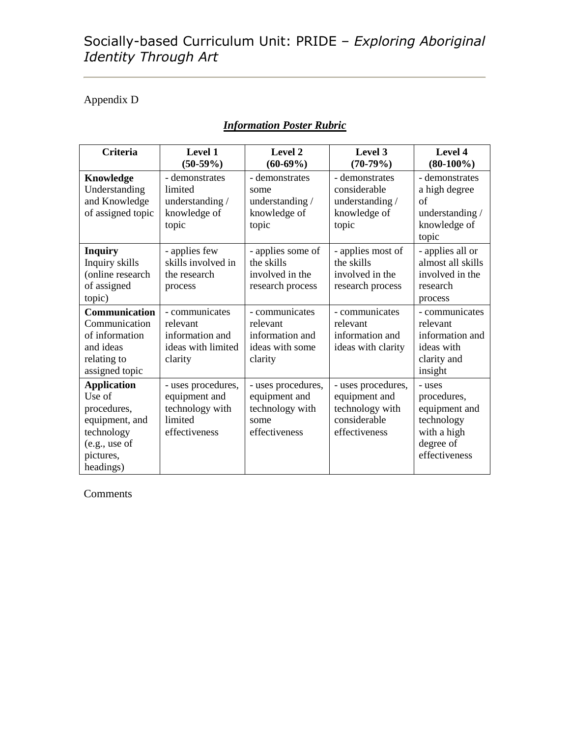Appendix D

## *Information Poster Rubric*

| Criteria | Level 1 (50-59%) | Level 2 (60-69%) | Level 3 (70-79%) | Level 4 (80-100%) |
|---|---|---|---|---|
| **Knowledge** Understanding and Knowledge of assigned topic | - demonstrates limited understanding / knowledge of topic | - demonstrates some understanding / knowledge of topic | - demonstrates considerable understanding / knowledge of topic | - demonstrates a high degree of understanding / knowledge of topic |
| **Inquiry** Inquiry skills (online research of assigned topic) | - applies few skills involved in the research process | - applies some of the skills involved in the research process | - applies most of the skills involved in the research process | - applies all or almost all skills involved in the research process |
| **Communication** Communication of information and ideas relating to assigned topic | - communicates relevant information and ideas with limited clarity | - communicates relevant information and ideas with some clarity | - communicates relevant information and ideas with clarity | - communicates relevant information and ideas with clarity and insight |
| **Application** Use of procedures, equipment, and technology (e.g., use of pictures, headings) | - uses procedures, equipment and technology with limited effectiveness | - uses procedures, equipment and technology with some effectiveness | - uses procedures, equipment and technology with considerable effectiveness | - uses procedures, equipment and technology with a high degree of effectiveness |

Comments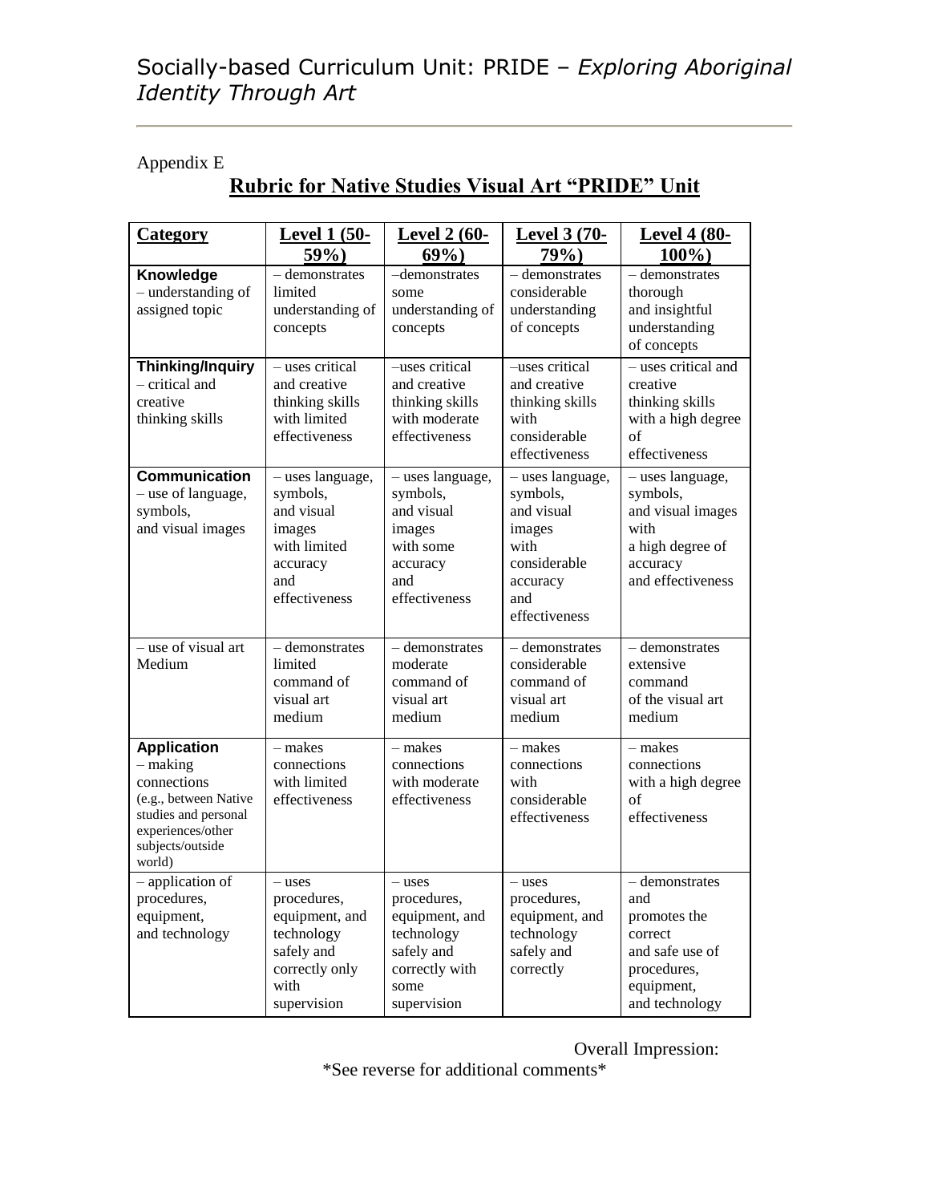Appendix E

## Rubric for Native Studies Visual Art "PRIDE" Unit

| Category | Level 1 (50-59%) | Level 2 (60-69%) | Level 3 (70-79%) | Level 4 (80-100%) |
|---|---|---|---|---|
| **Knowledge** – understanding of assigned topic | – demonstrates limited understanding of concepts | –demonstrates some understanding of concepts | – demonstrates considerable understanding of concepts | – demonstrates thorough and insightful understanding of concepts |
| **Thinking/Inquiry** – critical and creative thinking skills | – uses critical and creative thinking skills with limited effectiveness | –uses critical and creative thinking skills with moderate effectiveness | –uses critical and creative thinking skills with considerable effectiveness | – uses critical and creative thinking skills with a high degree of effectiveness |
| **Communication** – use of language, symbols, and visual images | – uses language, symbols, and visual images with limited accuracy and effectiveness | – uses language, symbols, and visual images with some accuracy and effectiveness | – uses language, symbols, and visual images with considerable accuracy and effectiveness | – uses language, symbols, and visual images with a high degree of accuracy and effectiveness |
| – use of visual art Medium | – demonstrates limited command of visual art medium | – demonstrates moderate command of visual art medium | – demonstrates considerable command of visual art medium | – demonstrates extensive command of the visual art medium |
| **Application** – making connections (e.g., between Native studies and personal experiences/other subjects/outside world) | – makes connections with limited effectiveness | – makes connections with moderate effectiveness | – makes connections with considerable effectiveness | – makes connections with a high degree of effectiveness |
| – application of procedures, equipment, and technology | – uses procedures, equipment, and technology safely and correctly only with supervision | – uses procedures, equipment, and technology safely and correctly with some supervision | – uses procedures, equipment, and technology safely and correctly | – demonstrates and promotes the correct and safe use of procedures, equipment, and technology |

Overall Impression:

*See reverse for additional comments*